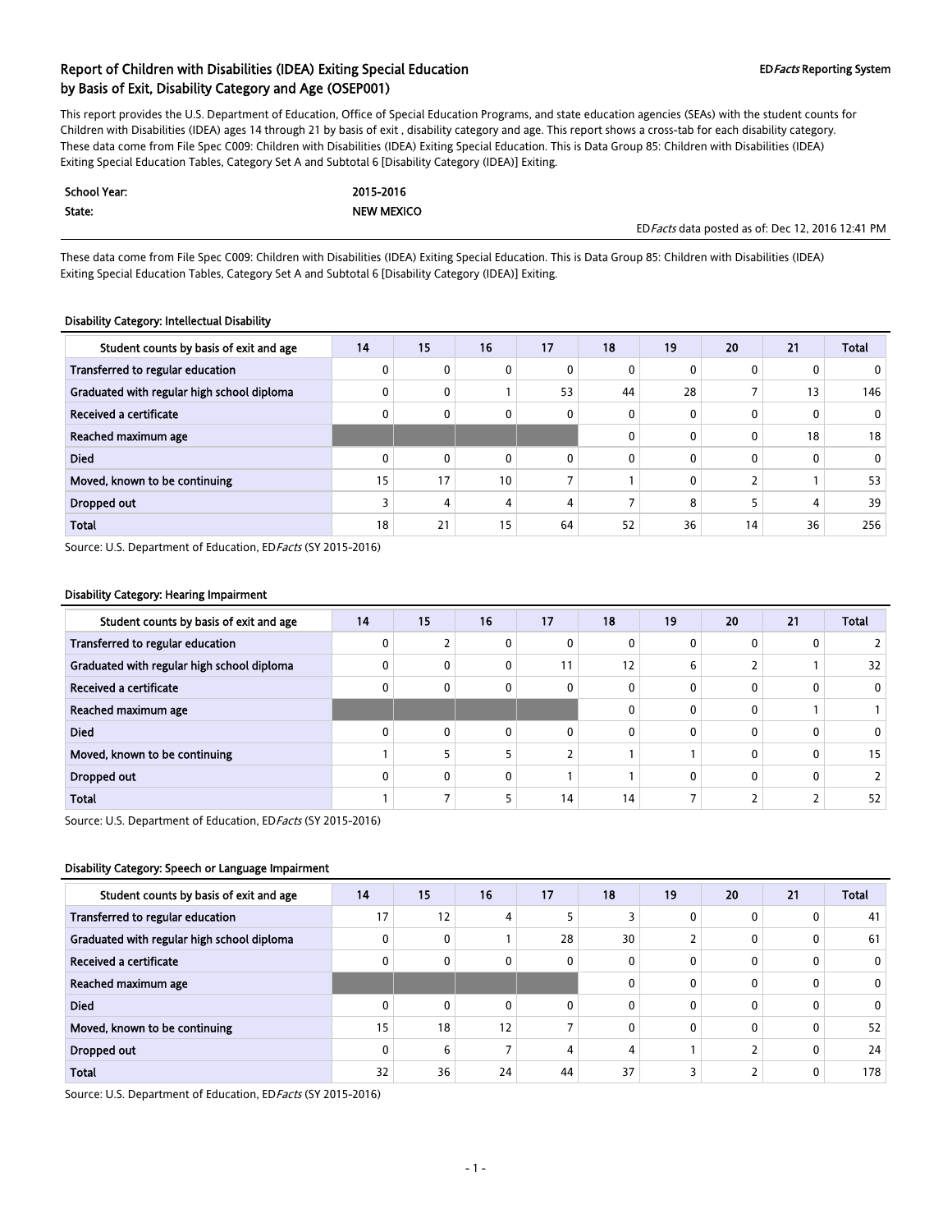# Report of Children with Disabilities (IDEA) Exiting Special Education by Basis of Exit, Disability Category and Age (OSEP001)

ED*Facts* Reporting System

This report provides the U.S. Department of Education, Office of Special Education Programs, and state education agencies (SEAs) with the student counts for Children with Disabilities (IDEA) ages 14 through 21 by basis of exit , disability category and age. This report shows a cross-tab for each disability category. These data come from File Spec C009: Children with Disabilities (IDEA) Exiting Special Education. This is Data Group 85: Children with Disabilities (IDEA) Exiting Special Education Tables, Category Set A and Subtotal 6 [Disability Category (IDEA)] Exiting.

| | |
|---|---|
| **School Year:** | **2015-2016** |
| **State:** | **NEW MEXICO** |

ED*Facts* data posted as of: Dec 12, 2016 12:41 PM

These data come from File Spec C009: Children with Disabilities (IDEA) Exiting Special Education. This is Data Group 85: Children with Disabilities (IDEA) Exiting Special Education Tables, Category Set A and Subtotal 6 [Disability Category (IDEA)] Exiting.

**Disability Category: Intellectual Disability**

| Student counts by basis of exit and age | 14 | 15 | 16 | 17 | 18 | 19 | 20 | 21 | Total |
|---|---|---|---|---|---|---|---|---|---|
| Transferred to regular education | 0 | 0 | 0 | 0 | 0 | 0 | 0 | 0 | 0 |
| Graduated with regular high school diploma | 0 | 0 | 1 | 53 | 44 | 28 | 7 | 13 | 146 |
| Received a certificate | 0 | 0 | 0 | 0 | 0 | 0 | 0 | 0 | 0 |
| Reached maximum age | | | | | 0 | 0 | 0 | 18 | 18 |
| Died | 0 | 0 | 0 | 0 | 0 | 0 | 0 | 0 | 0 |
| Moved, known to be continuing | 15 | 17 | 10 | 7 | 1 | 0 | 2 | 1 | 53 |
| Dropped out | 3 | 4 | 4 | 4 | 7 | 8 | 5 | 4 | 39 |
| Total | 18 | 21 | 15 | 64 | 52 | 36 | 14 | 36 | 256 |

Source: U.S. Department of Education, ED*Facts* (SY 2015-2016)

**Disability Category: Hearing Impairment**

| Student counts by basis of exit and age | 14 | 15 | 16 | 17 | 18 | 19 | 20 | 21 | Total |
|---|---|---|---|---|---|---|---|---|---|
| Transferred to regular education | 0 | 2 | 0 | 0 | 0 | 0 | 0 | 0 | 2 |
| Graduated with regular high school diploma | 0 | 0 | 0 | 11 | 12 | 6 | 2 | 1 | 32 |
| Received a certificate | 0 | 0 | 0 | 0 | 0 | 0 | 0 | 0 | 0 |
| Reached maximum age | | | | | 0 | 0 | 0 | 1 | 1 |
| Died | 0 | 0 | 0 | 0 | 0 | 0 | 0 | 0 | 0 |
| Moved, known to be continuing | 1 | 5 | 5 | 2 | 1 | 1 | 0 | 0 | 15 |
| Dropped out | 0 | 0 | 0 | 1 | 1 | 0 | 0 | 0 | 2 |
| Total | 1 | 7 | 5 | 14 | 14 | 7 | 2 | 2 | 52 |

Source: U.S. Department of Education, ED*Facts* (SY 2015-2016)

**Disability Category: Speech or Language Impairment**

| Student counts by basis of exit and age | 14 | 15 | 16 | 17 | 18 | 19 | 20 | 21 | Total |
|---|---|---|---|---|---|---|---|---|---|
| Transferred to regular education | 17 | 12 | 4 | 5 | 3 | 0 | 0 | 0 | 41 |
| Graduated with regular high school diploma | 0 | 0 | 1 | 28 | 30 | 2 | 0 | 0 | 61 |
| Received a certificate | 0 | 0 | 0 | 0 | 0 | 0 | 0 | 0 | 0 |
| Reached maximum age | | | | | 0 | 0 | 0 | 0 | 0 |
| Died | 0 | 0 | 0 | 0 | 0 | 0 | 0 | 0 | 0 |
| Moved, known to be continuing | 15 | 18 | 12 | 7 | 0 | 0 | 0 | 0 | 52 |
| Dropped out | 0 | 6 | 7 | 4 | 4 | 1 | 2 | 0 | 24 |
| Total | 32 | 36 | 24 | 44 | 37 | 3 | 2 | 0 | 178 |

Source: U.S. Department of Education, ED*Facts* (SY 2015-2016)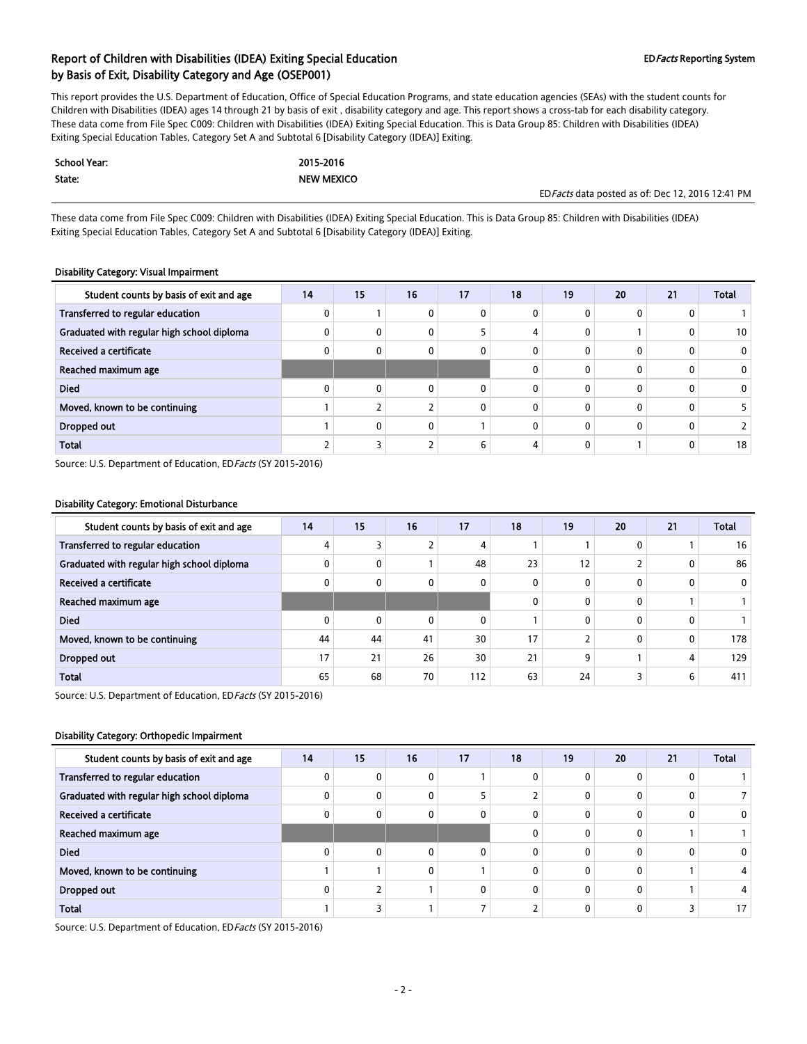## Report of Children with Disabilities (IDEA) Exiting Special Education by Basis of Exit, Disability Category and Age (OSEP001)

**ED*Facts* Reporting System**

This report provides the U.S. Department of Education, Office of Special Education Programs, and state education agencies (SEAs) with the student counts for Children with Disabilities (IDEA) ages 14 through 21 by basis of exit , disability category and age. This report shows a cross-tab for each disability category. These data come from File Spec C009: Children with Disabilities (IDEA) Exiting Special Education. This is Data Group 85: Children with Disabilities (IDEA) Exiting Special Education Tables, Category Set A and Subtotal 6 [Disability Category (IDEA)] Exiting.

| | |
|---|---|
| **School Year:** | **2015-2016** |
| **State:** | **NEW MEXICO** |

ED*Facts* data posted as of: Dec 12, 2016 12:41 PM

These data come from File Spec C009: Children with Disabilities (IDEA) Exiting Special Education. This is Data Group 85: Children with Disabilities (IDEA) Exiting Special Education Tables, Category Set A and Subtotal 6 [Disability Category (IDEA)] Exiting.

### Disability Category: Visual Impairment

| Student counts by basis of exit and age | 14 | 15 | 16 | 17 | 18 | 19 | 20 | 21 | Total |
|---|---|---|---|---|---|---|---|---|---|
| Transferred to regular education | 0 | 1 | 0 | 0 | 0 | 0 | 0 | 0 | 1 |
| Graduated with regular high school diploma | 0 | 0 | 0 | 5 | 4 | 0 | 1 | 0 | 10 |
| Received a certificate | 0 | 0 | 0 | 0 | 0 | 0 | 0 | 0 | 0 |
| Reached maximum age | | | | | 0 | 0 | 0 | 0 | 0 |
| Died | 0 | 0 | 0 | 0 | 0 | 0 | 0 | 0 | 0 |
| Moved, known to be continuing | 1 | 2 | 2 | 0 | 0 | 0 | 0 | 0 | 5 |
| Dropped out | 1 | 0 | 0 | 1 | 0 | 0 | 0 | 0 | 2 |
| Total | 2 | 3 | 2 | 6 | 4 | 0 | 1 | 0 | 18 |

Source: U.S. Department of Education, ED*Facts* (SY 2015-2016)

### Disability Category: Emotional Disturbance

| Student counts by basis of exit and age | 14 | 15 | 16 | 17 | 18 | 19 | 20 | 21 | Total |
|---|---|---|---|---|---|---|---|---|---|
| Transferred to regular education | 4 | 3 | 2 | 4 | 1 | 1 | 0 | 1 | 16 |
| Graduated with regular high school diploma | 0 | 0 | 1 | 48 | 23 | 12 | 2 | 0 | 86 |
| Received a certificate | 0 | 0 | 0 | 0 | 0 | 0 | 0 | 0 | 0 |
| Reached maximum age | | | | | 0 | 0 | 0 | 1 | 1 |
| Died | 0 | 0 | 0 | 0 | 1 | 0 | 0 | 0 | 1 |
| Moved, known to be continuing | 44 | 44 | 41 | 30 | 17 | 2 | 0 | 0 | 178 |
| Dropped out | 17 | 21 | 26 | 30 | 21 | 9 | 1 | 4 | 129 |
| Total | 65 | 68 | 70 | 112 | 63 | 24 | 3 | 6 | 411 |

Source: U.S. Department of Education, ED*Facts* (SY 2015-2016)

### Disability Category: Orthopedic Impairment

| Student counts by basis of exit and age | 14 | 15 | 16 | 17 | 18 | 19 | 20 | 21 | Total |
|---|---|---|---|---|---|---|---|---|---|
| Transferred to regular education | 0 | 0 | 0 | 1 | 0 | 0 | 0 | 0 | 1 |
| Graduated with regular high school diploma | 0 | 0 | 0 | 5 | 2 | 0 | 0 | 0 | 7 |
| Received a certificate | 0 | 0 | 0 | 0 | 0 | 0 | 0 | 0 | 0 |
| Reached maximum age | | | | | 0 | 0 | 0 | 1 | 1 |
| Died | 0 | 0 | 0 | 0 | 0 | 0 | 0 | 0 | 0 |
| Moved, known to be continuing | 1 | 1 | 0 | 1 | 0 | 0 | 0 | 1 | 4 |
| Dropped out | 0 | 2 | 1 | 0 | 0 | 0 | 0 | 1 | 4 |
| Total | 1 | 3 | 1 | 7 | 2 | 0 | 0 | 3 | 17 |

Source: U.S. Department of Education, ED*Facts* (SY 2015-2016)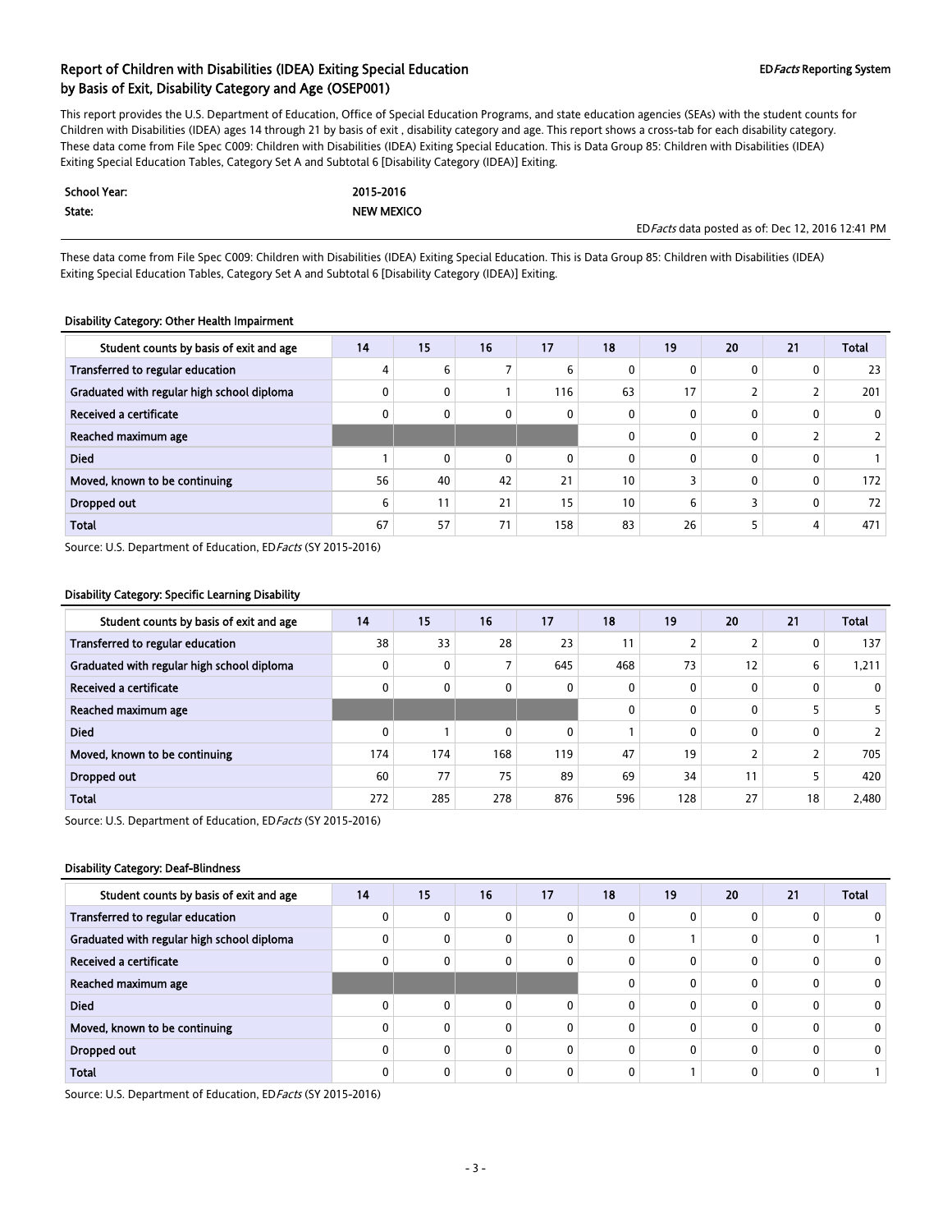## Report of Children with Disabilities (IDEA) Exiting Special Education by Basis of Exit, Disability Category and Age (OSEP001)

**ED*Facts* Reporting System**

This report provides the U.S. Department of Education, Office of Special Education Programs, and state education agencies (SEAs) with the student counts for Children with Disabilities (IDEA) ages 14 through 21 by basis of exit , disability category and age. This report shows a cross-tab for each disability category. These data come from File Spec C009: Children with Disabilities (IDEA) Exiting Special Education. This is Data Group 85: Children with Disabilities (IDEA) Exiting Special Education Tables, Category Set A and Subtotal 6 [Disability Category (IDEA)] Exiting.

| | |
|---|---|
| **School Year:** | **2015-2016** |
| **State:** | **NEW MEXICO** |

ED*Facts* data posted as of: Dec 12, 2016 12:41 PM

These data come from File Spec C009: Children with Disabilities (IDEA) Exiting Special Education. This is Data Group 85: Children with Disabilities (IDEA) Exiting Special Education Tables, Category Set A and Subtotal 6 [Disability Category (IDEA)] Exiting.

#### Disability Category: Other Health Impairment

| Student counts by basis of exit and age | 14 | 15 | 16 | 17 | 18 | 19 | 20 | 21 | Total |
|---|---|---|---|---|---|---|---|---|---|
| Transferred to regular education | 4 | 6 | 7 | 6 | 0 | 0 | 0 | 0 | 23 |
| Graduated with regular high school diploma | 0 | 0 | 1 | 116 | 63 | 17 | 2 | 2 | 201 |
| Received a certificate | 0 | 0 | 0 | 0 | 0 | 0 | 0 | 0 | 0 |
| Reached maximum age | | | | | 0 | 0 | 0 | 2 | 2 |
| Died | 1 | 0 | 0 | 0 | 0 | 0 | 0 | 0 | 1 |
| Moved, known to be continuing | 56 | 40 | 42 | 21 | 10 | 3 | 0 | 0 | 172 |
| Dropped out | 6 | 11 | 21 | 15 | 10 | 6 | 3 | 0 | 72 |
| Total | 67 | 57 | 71 | 158 | 83 | 26 | 5 | 4 | 471 |

Source: U.S. Department of Education, ED*Facts* (SY 2015-2016)

#### Disability Category: Specific Learning Disability

| Student counts by basis of exit and age | 14 | 15 | 16 | 17 | 18 | 19 | 20 | 21 | Total |
|---|---|---|---|---|---|---|---|---|---|
| Transferred to regular education | 38 | 33 | 28 | 23 | 11 | 2 | 2 | 0 | 137 |
| Graduated with regular high school diploma | 0 | 0 | 7 | 645 | 468 | 73 | 12 | 6 | 1,211 |
| Received a certificate | 0 | 0 | 0 | 0 | 0 | 0 | 0 | 0 | 0 |
| Reached maximum age | | | | | 0 | 0 | 0 | 5 | 5 |
| Died | 0 | 1 | 0 | 0 | 1 | 0 | 0 | 0 | 2 |
| Moved, known to be continuing | 174 | 174 | 168 | 119 | 47 | 19 | 2 | 2 | 705 |
| Dropped out | 60 | 77 | 75 | 89 | 69 | 34 | 11 | 5 | 420 |
| Total | 272 | 285 | 278 | 876 | 596 | 128 | 27 | 18 | 2,480 |

Source: U.S. Department of Education, ED*Facts* (SY 2015-2016)

#### Disability Category: Deaf-Blindness

| Student counts by basis of exit and age | 14 | 15 | 16 | 17 | 18 | 19 | 20 | 21 | Total |
|---|---|---|---|---|---|---|---|---|---|
| Transferred to regular education | 0 | 0 | 0 | 0 | 0 | 0 | 0 | 0 | 0 |
| Graduated with regular high school diploma | 0 | 0 | 0 | 0 | 0 | 1 | 0 | 0 | 1 |
| Received a certificate | 0 | 0 | 0 | 0 | 0 | 0 | 0 | 0 | 0 |
| Reached maximum age | | | | | 0 | 0 | 0 | 0 | 0 |
| Died | 0 | 0 | 0 | 0 | 0 | 0 | 0 | 0 | 0 |
| Moved, known to be continuing | 0 | 0 | 0 | 0 | 0 | 0 | 0 | 0 | 0 |
| Dropped out | 0 | 0 | 0 | 0 | 0 | 0 | 0 | 0 | 0 |
| Total | 0 | 0 | 0 | 0 | 0 | 1 | 0 | 0 | 1 |

Source: U.S. Department of Education, ED*Facts* (SY 2015-2016)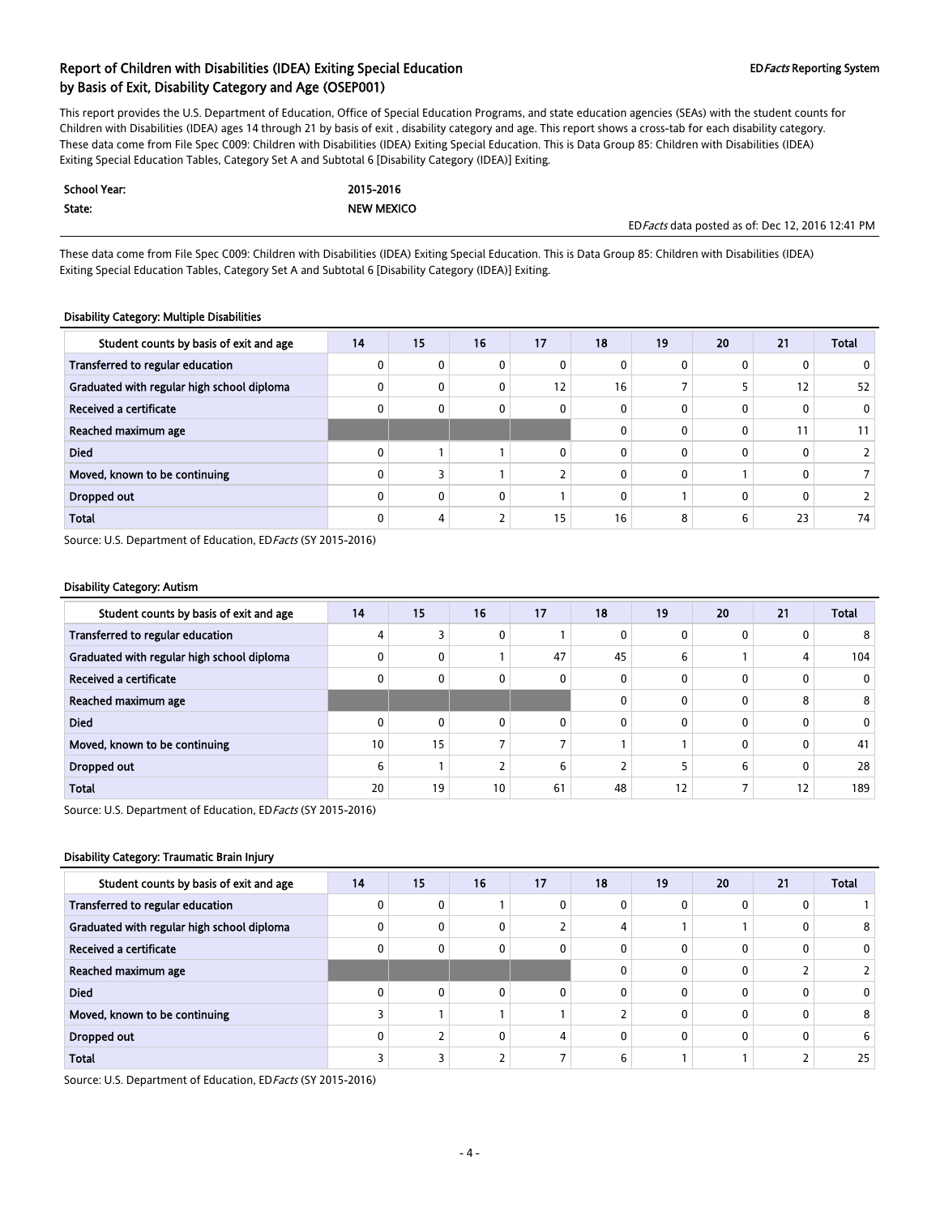## Report of Children with Disabilities (IDEA) Exiting Special Education by Basis of Exit, Disability Category and Age (OSEP001)

**ED*Facts* Reporting System**

This report provides the U.S. Department of Education, Office of Special Education Programs, and state education agencies (SEAs) with the student counts for Children with Disabilities (IDEA) ages 14 through 21 by basis of exit , disability category and age. This report shows a cross-tab for each disability category. These data come from File Spec C009: Children with Disabilities (IDEA) Exiting Special Education. This is Data Group 85: Children with Disabilities (IDEA) Exiting Special Education Tables, Category Set A and Subtotal 6 [Disability Category (IDEA)] Exiting.

| | |
|---|---|
| **School Year:** | **2015-2016** |
| **State:** | **NEW MEXICO** |

ED*Facts* data posted as of: Dec 12, 2016 12:41 PM

These data come from File Spec C009: Children with Disabilities (IDEA) Exiting Special Education. This is Data Group 85: Children with Disabilities (IDEA) Exiting Special Education Tables, Category Set A and Subtotal 6 [Disability Category (IDEA)] Exiting.

### Disability Category: Multiple Disabilities

| Student counts by basis of exit and age | 14 | 15 | 16 | 17 | 18 | 19 | 20 | 21 | Total |
|---|---|---|---|---|---|---|---|---|---|
| Transferred to regular education | 0 | 0 | 0 | 0 | 0 | 0 | 0 | 0 | 0 |
| Graduated with regular high school diploma | 0 | 0 | 0 | 12 | 16 | 7 | 5 | 12 | 52 |
| Received a certificate | 0 | 0 | 0 | 0 | 0 | 0 | 0 | 0 | 0 |
| Reached maximum age | | | | | 0 | 0 | 0 | 11 | 11 |
| Died | 0 | 1 | 1 | 0 | 0 | 0 | 0 | 0 | 2 |
| Moved, known to be continuing | 0 | 3 | 1 | 2 | 0 | 0 | 1 | 0 | 7 |
| Dropped out | 0 | 0 | 0 | 1 | 0 | 1 | 0 | 0 | 2 |
| Total | 0 | 4 | 2 | 15 | 16 | 8 | 6 | 23 | 74 |

Source: U.S. Department of Education, ED*Facts* (SY 2015-2016)

### Disability Category: Autism

| Student counts by basis of exit and age | 14 | 15 | 16 | 17 | 18 | 19 | 20 | 21 | Total |
|---|---|---|---|---|---|---|---|---|---|
| Transferred to regular education | 4 | 3 | 0 | 1 | 0 | 0 | 0 | 0 | 8 |
| Graduated with regular high school diploma | 0 | 0 | 1 | 47 | 45 | 6 | 1 | 4 | 104 |
| Received a certificate | 0 | 0 | 0 | 0 | 0 | 0 | 0 | 0 | 0 |
| Reached maximum age | | | | | 0 | 0 | 0 | 8 | 8 |
| Died | 0 | 0 | 0 | 0 | 0 | 0 | 0 | 0 | 0 |
| Moved, known to be continuing | 10 | 15 | 7 | 7 | 1 | 1 | 0 | 0 | 41 |
| Dropped out | 6 | 1 | 2 | 6 | 2 | 5 | 6 | 0 | 28 |
| Total | 20 | 19 | 10 | 61 | 48 | 12 | 7 | 12 | 189 |

Source: U.S. Department of Education, ED*Facts* (SY 2015-2016)

### Disability Category: Traumatic Brain Injury

| Student counts by basis of exit and age | 14 | 15 | 16 | 17 | 18 | 19 | 20 | 21 | Total |
|---|---|---|---|---|---|---|---|---|---|
| Transferred to regular education | 0 | 0 | 1 | 0 | 0 | 0 | 0 | 0 | 1 |
| Graduated with regular high school diploma | 0 | 0 | 0 | 2 | 4 | 1 | 1 | 0 | 8 |
| Received a certificate | 0 | 0 | 0 | 0 | 0 | 0 | 0 | 0 | 0 |
| Reached maximum age | | | | | 0 | 0 | 0 | 2 | 2 |
| Died | 0 | 0 | 0 | 0 | 0 | 0 | 0 | 0 | 0 |
| Moved, known to be continuing | 3 | 1 | 1 | 1 | 2 | 0 | 0 | 0 | 8 |
| Dropped out | 0 | 2 | 0 | 4 | 0 | 0 | 0 | 0 | 6 |
| Total | 3 | 3 | 2 | 7 | 6 | 1 | 1 | 2 | 25 |

Source: U.S. Department of Education, ED*Facts* (SY 2015-2016)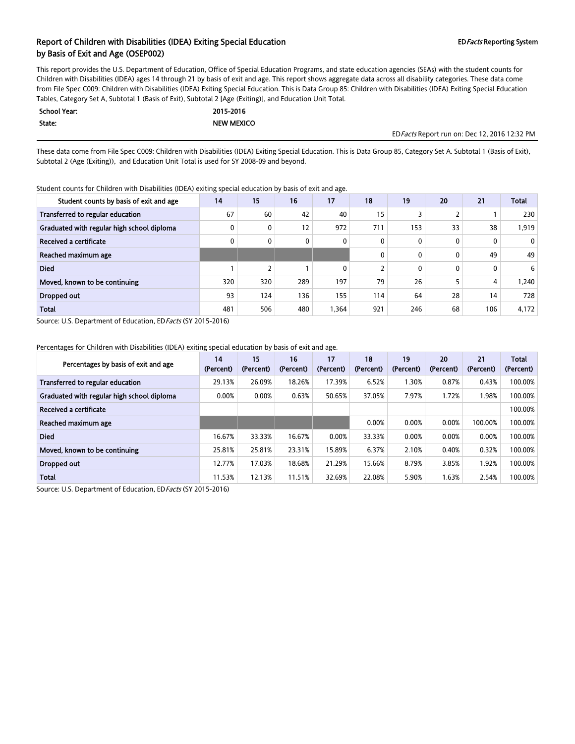# Report of Children with Disabilities (IDEA) Exiting Special Education by Basis of Exit and Age (OSEP002)

ED*Facts* Reporting System

This report provides the U.S. Department of Education, Office of Special Education Programs, and state education agencies (SEAs) with the student counts for Children with Disabilities (IDEA) ages 14 through 21 by basis of exit and age. This report shows aggregate data across all disability categories. These data come from File Spec C009: Children with Disabilities (IDEA) Exiting Special Education. This is Data Group 85: Children with Disabilities (IDEA) Exiting Special Education Tables, Category Set A, Subtotal 1 (Basis of Exit), Subtotal 2 [Age (Exiting)], and Education Unit Total.

| | |
|---|---|
| **School Year:** | **2015-2016** |
| **State:** | **NEW MEXICO** |

ED*Facts* Report run on: Dec 12, 2016 12:32 PM

These data come from File Spec C009: Children with Disabilities (IDEA) Exiting Special Education. This is Data Group 85, Category Set A. Subtotal 1 (Basis of Exit), Subtotal 2 (Age (Exiting)), and Education Unit Total is used for SY 2008-09 and beyond.

Student counts for Children with Disabilities (IDEA) exiting special education by basis of exit and age.

| Student counts by basis of exit and age | 14 | 15 | 16 | 17 | 18 | 19 | 20 | 21 | Total |
|---|---|---|---|---|---|---|---|---|---|
| Transferred to regular education | 67 | 60 | 42 | 40 | 15 | 3 | 2 | 1 | 230 |
| Graduated with regular high school diploma | 0 | 0 | 12 | 972 | 711 | 153 | 33 | 38 | 1,919 |
| Received a certificate | 0 | 0 | 0 | 0 | 0 | 0 | 0 | 0 | 0 |
| Reached maximum age | | | | | 0 | 0 | 0 | 49 | 49 |
| Died | 1 | 2 | 1 | 0 | 2 | 0 | 0 | 0 | 6 |
| Moved, known to be continuing | 320 | 320 | 289 | 197 | 79 | 26 | 5 | 4 | 1,240 |
| Dropped out | 93 | 124 | 136 | 155 | 114 | 64 | 28 | 14 | 728 |
| Total | 481 | 506 | 480 | 1,364 | 921 | 246 | 68 | 106 | 4,172 |

Source: U.S. Department of Education, ED*Facts* (SY 2015-2016)

Percentages for Children with Disabilities (IDEA) exiting special education by basis of exit and age.

| Percentages by basis of exit and age | 14 (Percent) | 15 (Percent) | 16 (Percent) | 17 (Percent) | 18 (Percent) | 19 (Percent) | 20 (Percent) | 21 (Percent) | Total (Percent) |
|---|---|---|---|---|---|---|---|---|---|
| Transferred to regular education | 29.13% | 26.09% | 18.26% | 17.39% | 6.52% | 1.30% | 0.87% | 0.43% | 100.00% |
| Graduated with regular high school diploma | 0.00% | 0.00% | 0.63% | 50.65% | 37.05% | 7.97% | 1.72% | 1.98% | 100.00% |
| Received a certificate | | | | | | | | | 100.00% |
| Reached maximum age | | | | | 0.00% | 0.00% | 0.00% | 100.00% | 100.00% |
| Died | 16.67% | 33.33% | 16.67% | 0.00% | 33.33% | 0.00% | 0.00% | 0.00% | 100.00% |
| Moved, known to be continuing | 25.81% | 25.81% | 23.31% | 15.89% | 6.37% | 2.10% | 0.40% | 0.32% | 100.00% |
| Dropped out | 12.77% | 17.03% | 18.68% | 21.29% | 15.66% | 8.79% | 3.85% | 1.92% | 100.00% |
| Total | 11.53% | 12.13% | 11.51% | 32.69% | 22.08% | 5.90% | 1.63% | 2.54% | 100.00% |

Source: U.S. Department of Education, ED*Facts* (SY 2015-2016)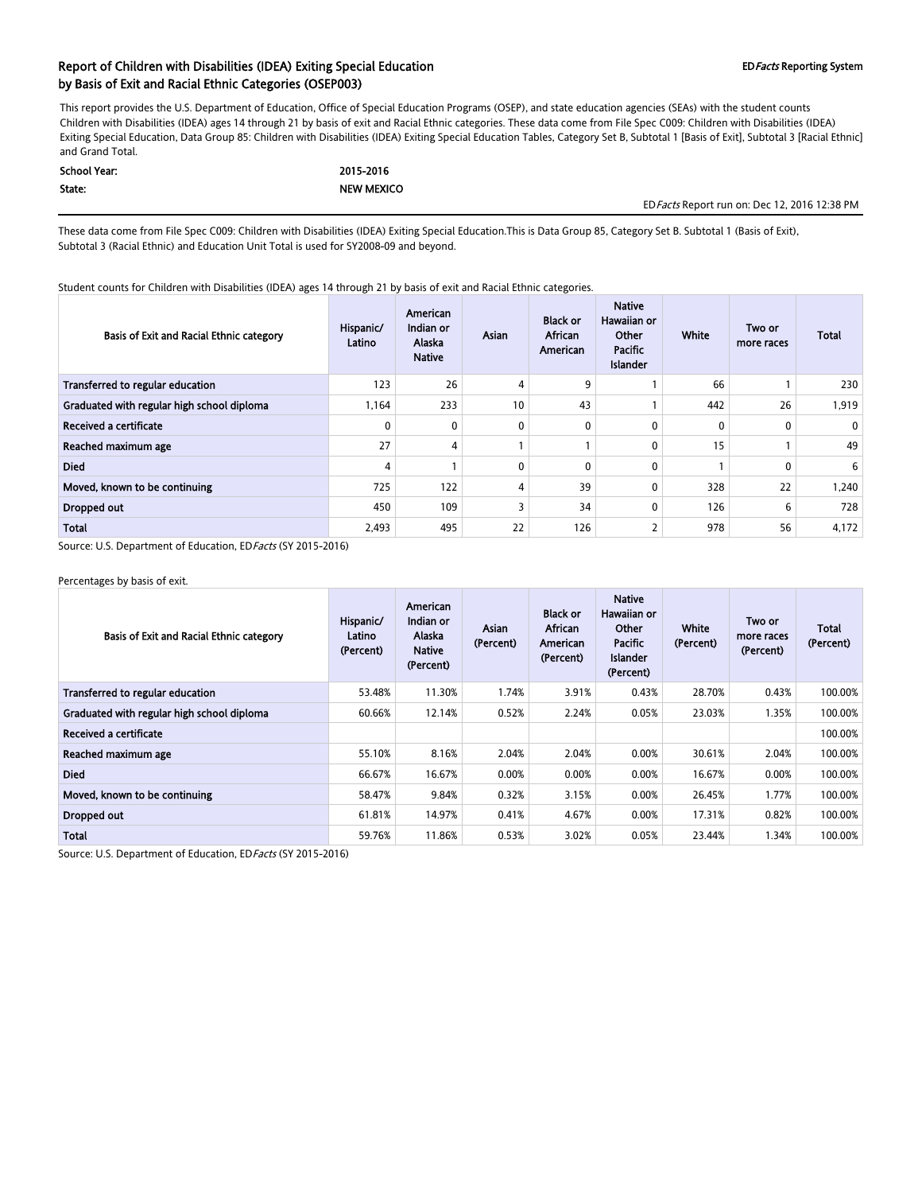## Report of Children with Disabilities (IDEA) Exiting Special Education by Basis of Exit and Racial Ethnic Categories (OSEP003)

**ED*Facts* Reporting System**

This report provides the U.S. Department of Education, Office of Special Education Programs (OSEP), and state education agencies (SEAs) with the student counts Children with Disabilities (IDEA) ages 14 through 21 by basis of exit and Racial Ethnic categories. These data come from File Spec C009: Children with Disabilities (IDEA) Exiting Special Education, Data Group 85: Children with Disabilities (IDEA) Exiting Special Education Tables, Category Set B, Subtotal 1 [Basis of Exit], Subtotal 3 [Racial Ethnic] and Grand Total.

**School Year:** 2015-2016

**State:** NEW MEXICO

ED*Facts* Report run on: Dec 12, 2016 12:38 PM

These data come from File Spec C009: Children with Disabilities (IDEA) Exiting Special Education.This is Data Group 85, Category Set B. Subtotal 1 (Basis of Exit), Subtotal 3 (Racial Ethnic) and Education Unit Total is used for SY2008-09 and beyond.

Student counts for Children with Disabilities (IDEA) ages 14 through 21 by basis of exit and Racial Ethnic categories.

| Basis of Exit and Racial Ethnic category | Hispanic/ Latino | American Indian or Alaska Native | Asian | Black or African American | Native Hawaiian or Other Pacific Islander | White | Two or more races | Total |
|---|---|---|---|---|---|---|---|---|
| Transferred to regular education | 123 | 26 | 4 | 9 | 1 | 66 | 1 | 230 |
| Graduated with regular high school diploma | 1,164 | 233 | 10 | 43 | 1 | 442 | 26 | 1,919 |
| Received a certificate | 0 | 0 | 0 | 0 | 0 | 0 | 0 | 0 |
| Reached maximum age | 27 | 4 | 1 | 1 | 0 | 15 | 1 | 49 |
| Died | 4 | 1 | 0 | 0 | 0 | 1 | 0 | 6 |
| Moved, known to be continuing | 725 | 122 | 4 | 39 | 0 | 328 | 22 | 1,240 |
| Dropped out | 450 | 109 | 3 | 34 | 0 | 126 | 6 | 728 |
| Total | 2,493 | 495 | 22 | 126 | 2 | 978 | 56 | 4,172 |

Source: U.S. Department of Education, ED*Facts* (SY 2015-2016)

Percentages by basis of exit.

| Basis of Exit and Racial Ethnic category | Hispanic/ Latino (Percent) | American Indian or Alaska Native (Percent) | Asian (Percent) | Black or African American (Percent) | Native Hawaiian or Other Pacific Islander (Percent) | White (Percent) | Two or more races (Percent) | Total (Percent) |
|---|---|---|---|---|---|---|---|---|
| Transferred to regular education | 53.48% | 11.30% | 1.74% | 3.91% | 0.43% | 28.70% | 0.43% | 100.00% |
| Graduated with regular high school diploma | 60.66% | 12.14% | 0.52% | 2.24% | 0.05% | 23.03% | 1.35% | 100.00% |
| Received a certificate | | | | | | | | 100.00% |
| Reached maximum age | 55.10% | 8.16% | 2.04% | 2.04% | 0.00% | 30.61% | 2.04% | 100.00% |
| Died | 66.67% | 16.67% | 0.00% | 0.00% | 0.00% | 16.67% | 0.00% | 100.00% |
| Moved, known to be continuing | 58.47% | 9.84% | 0.32% | 3.15% | 0.00% | 26.45% | 1.77% | 100.00% |
| Dropped out | 61.81% | 14.97% | 0.41% | 4.67% | 0.00% | 17.31% | 0.82% | 100.00% |
| Total | 59.76% | 11.86% | 0.53% | 3.02% | 0.05% | 23.44% | 1.34% | 100.00% |

Source: U.S. Department of Education, ED*Facts* (SY 2015-2016)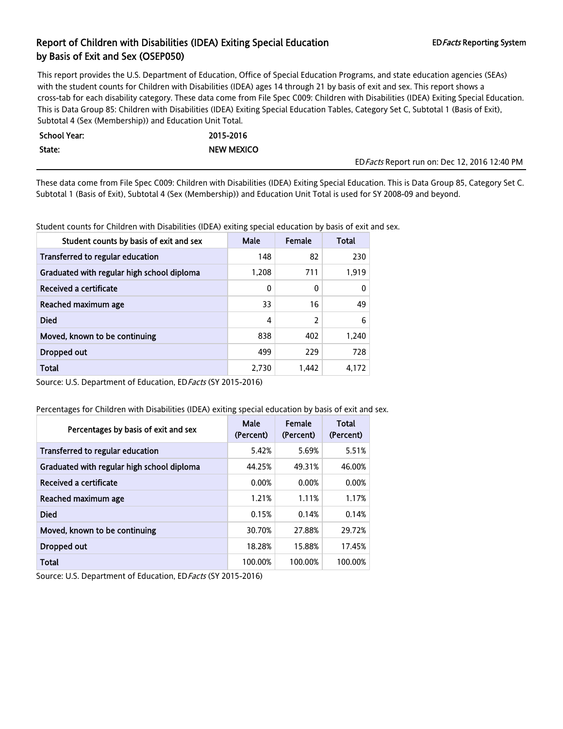# Report of Children with Disabilities (IDEA) Exiting Special Education by Basis of Exit and Sex (OSEP050)

ED*Facts* Reporting System

This report provides the U.S. Department of Education, Office of Special Education Programs, and state education agencies (SEAs) with the student counts for Children with Disabilities (IDEA) ages 14 through 21 by basis of exit and sex. This report shows a cross-tab for each disability category. These data come from File Spec C009: Children with Disabilities (IDEA) Exiting Special Education. This is Data Group 85: Children with Disabilities (IDEA) Exiting Special Education Tables, Category Set C, Subtotal 1 (Basis of Exit), Subtotal 4 (Sex (Membership)) and Education Unit Total.

| | |
|---|---|
| **School Year:** | **2015-2016** |
| **State:** | **NEW MEXICO** |

ED*Facts* Report run on: Dec 12, 2016 12:40 PM

These data come from File Spec C009: Children with Disabilities (IDEA) Exiting Special Education. This is Data Group 85, Category Set C. Subtotal 1 (Basis of Exit), Subtotal 4 (Sex (Membership)) and Education Unit Total is used for SY 2008-09 and beyond.

Student counts for Children with Disabilities (IDEA) exiting special education by basis of exit and sex.

| Student counts by basis of exit and sex | Male | Female | Total |
|---|---|---|---|
| Transferred to regular education | 148 | 82 | 230 |
| Graduated with regular high school diploma | 1,208 | 711 | 1,919 |
| Received a certificate | 0 | 0 | 0 |
| Reached maximum age | 33 | 16 | 49 |
| Died | 4 | 2 | 6 |
| Moved, known to be continuing | 838 | 402 | 1,240 |
| Dropped out | 499 | 229 | 728 |
| Total | 2,730 | 1,442 | 4,172 |

Source: U.S. Department of Education, ED*Facts* (SY 2015-2016)

Percentages for Children with Disabilities (IDEA) exiting special education by basis of exit and sex.

| Percentages by basis of exit and sex | Male (Percent) | Female (Percent) | Total (Percent) |
|---|---|---|---|
| Transferred to regular education | 5.42% | 5.69% | 5.51% |
| Graduated with regular high school diploma | 44.25% | 49.31% | 46.00% |
| Received a certificate | 0.00% | 0.00% | 0.00% |
| Reached maximum age | 1.21% | 1.11% | 1.17% |
| Died | 0.15% | 0.14% | 0.14% |
| Moved, known to be continuing | 30.70% | 27.88% | 29.72% |
| Dropped out | 18.28% | 15.88% | 17.45% |
| Total | 100.00% | 100.00% | 100.00% |

Source: U.S. Department of Education, ED*Facts* (SY 2015-2016)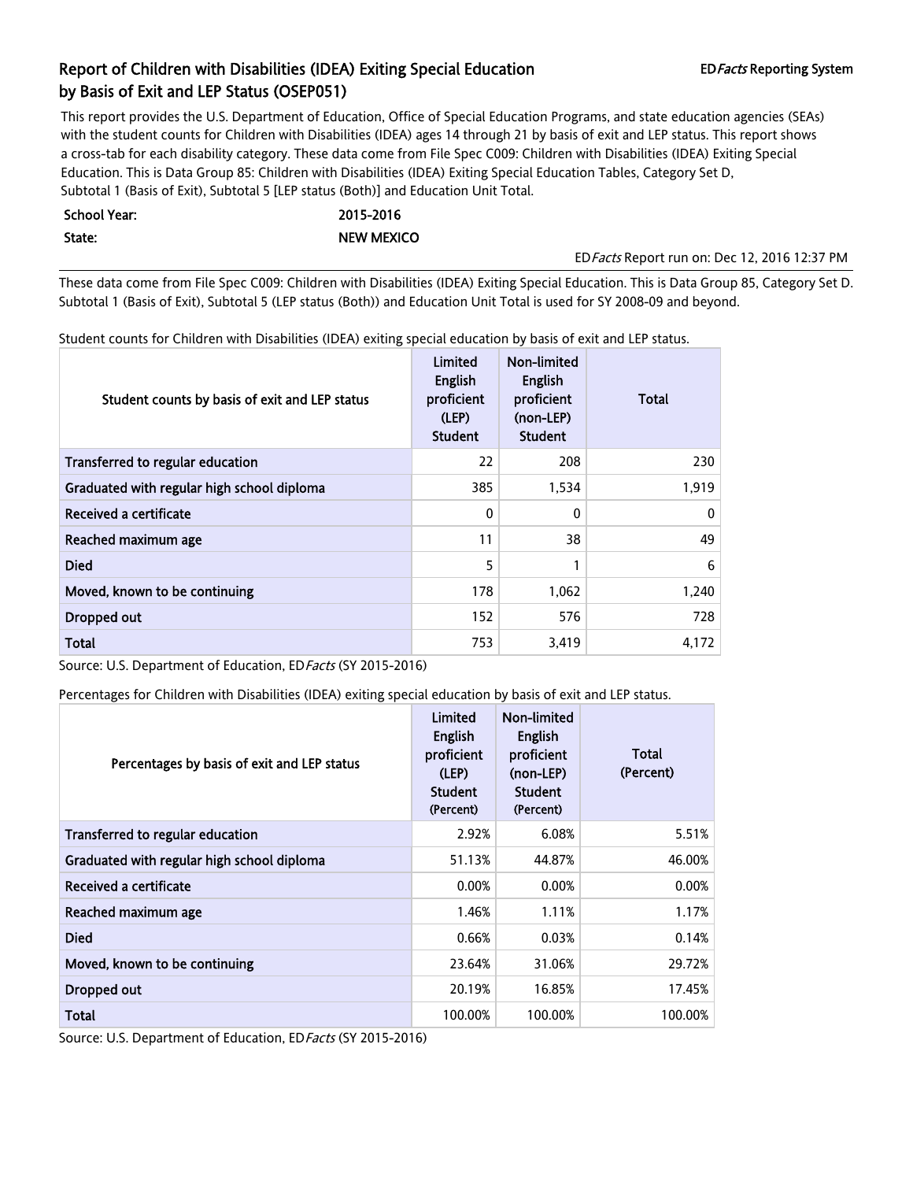## Report of Children with Disabilities (IDEA) Exiting Special Education by Basis of Exit and LEP Status (OSEP051)

ED*Facts* Reporting System

This report provides the U.S. Department of Education, Office of Special Education Programs, and state education agencies (SEAs) with the student counts for Children with Disabilities (IDEA) ages 14 through 21 by basis of exit and LEP status. This report shows a cross-tab for each disability category. These data come from File Spec C009: Children with Disabilities (IDEA) Exiting Special Education. This is Data Group 85: Children with Disabilities (IDEA) Exiting Special Education Tables, Category Set D, Subtotal 1 (Basis of Exit), Subtotal 5 [LEP status (Both)] and Education Unit Total.

| | |
|---|---|
| **School Year:** | **2015-2016** |
| **State:** | **NEW MEXICO** |

ED*Facts* Report run on: Dec 12, 2016 12:37 PM

These data come from File Spec C009: Children with Disabilities (IDEA) Exiting Special Education. This is Data Group 85, Category Set D. Subtotal 1 (Basis of Exit), Subtotal 5 (LEP status (Both)) and Education Unit Total is used for SY 2008-09 and beyond.

Student counts for Children with Disabilities (IDEA) exiting special education by basis of exit and LEP status.

| Student counts by basis of exit and LEP status | Limited English proficient (LEP) Student | Non-limited English proficient (non-LEP) Student | Total |
|---|---|---|---|
| Transferred to regular education | 22 | 208 | 230 |
| Graduated with regular high school diploma | 385 | 1,534 | 1,919 |
| Received a certificate | 0 | 0 | 0 |
| Reached maximum age | 11 | 38 | 49 |
| Died | 5 | 1 | 6 |
| Moved, known to be continuing | 178 | 1,062 | 1,240 |
| Dropped out | 152 | 576 | 728 |
| Total | 753 | 3,419 | 4,172 |

Source: U.S. Department of Education, ED*Facts* (SY 2015-2016)

Percentages for Children with Disabilities (IDEA) exiting special education by basis of exit and LEP status.

| Percentages by basis of exit and LEP status | Limited English proficient (LEP) Student (Percent) | Non-limited English proficient (non-LEP) Student (Percent) | Total (Percent) |
|---|---|---|---|
| Transferred to regular education | 2.92% | 6.08% | 5.51% |
| Graduated with regular high school diploma | 51.13% | 44.87% | 46.00% |
| Received a certificate | 0.00% | 0.00% | 0.00% |
| Reached maximum age | 1.46% | 1.11% | 1.17% |
| Died | 0.66% | 0.03% | 0.14% |
| Moved, known to be continuing | 23.64% | 31.06% | 29.72% |
| Dropped out | 20.19% | 16.85% | 17.45% |
| Total | 100.00% | 100.00% | 100.00% |

Source: U.S. Department of Education, ED*Facts* (SY 2015-2016)